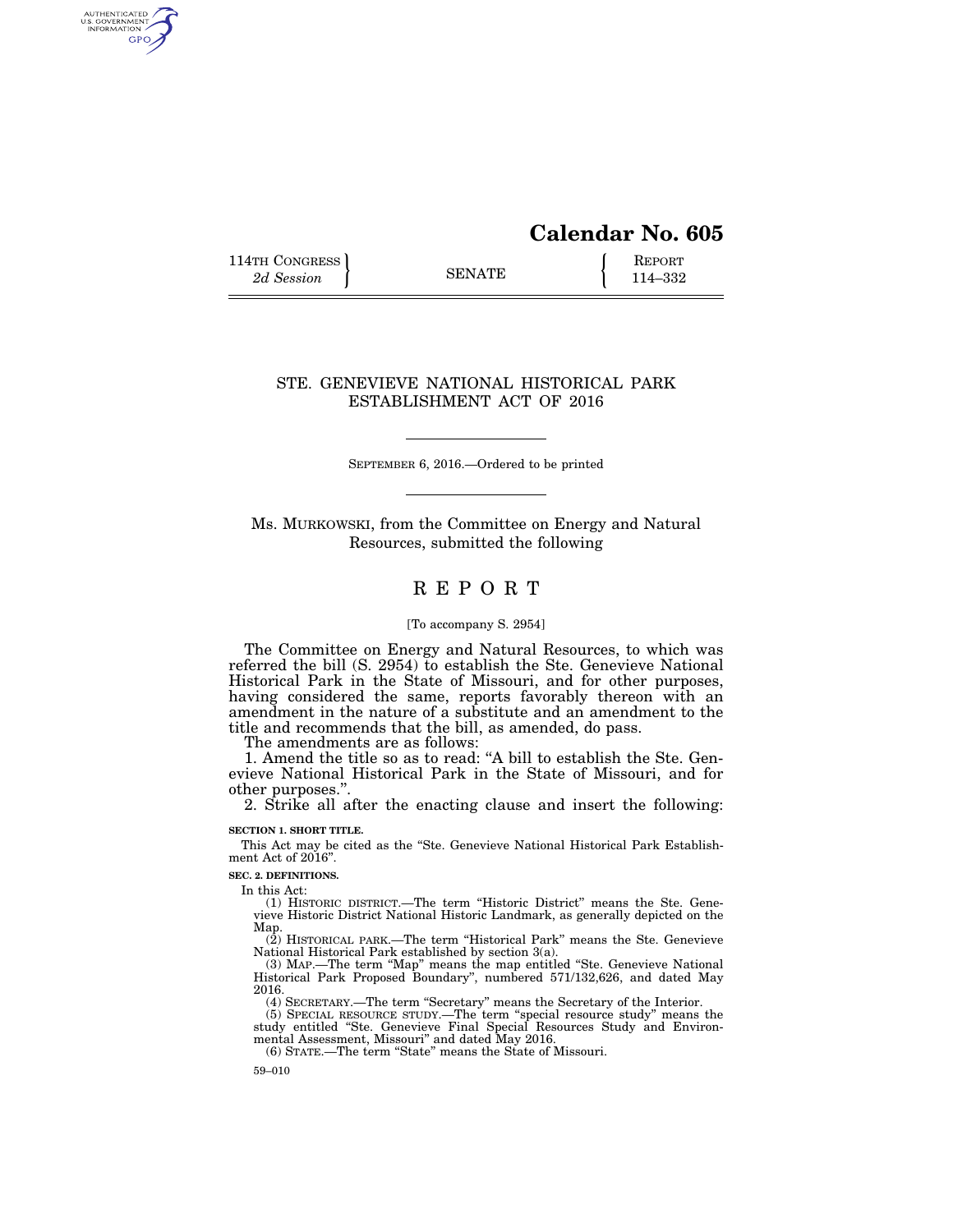# Calendar No. 605

114TH CONGRESS, 2d Session — SENATE — REPORT 114–332

## STE. GENEVIEVE NATIONAL HISTORICAL PARK ESTABLISHMENT ACT OF 2016

SEPTEMBER 6, 2016.—Ordered to be printed

Ms. MURKOWSKI, from the Committee on Energy and Natural Resources, submitted the following

# REPORT

[To accompany S. 2954]

The Committee on Energy and Natural Resources, to which was referred the bill (S. 2954) to establish the Ste. Genevieve National Historical Park in the State of Missouri, and for other purposes, having considered the same, reports favorably thereon with an amendment in the nature of a substitute and an amendment to the title and recommends that the bill, as amended, do pass.

The amendments are as follows:

1. Amend the title so as to read: "A bill to establish the Ste. Genevieve National Historical Park in the State of Missouri, and for other purposes.".
2. Strike all after the enacting clause and insert the following:

**SECTION 1. SHORT TITLE.**

This Act may be cited as the "Ste. Genevieve National Historical Park Establishment Act of 2016".

**SEC. 2. DEFINITIONS.**

In this Act:

(1) HISTORIC DISTRICT.—The term "Historic District" means the Ste. Genevieve Historic District National Historic Landmark, as generally depicted on the Map.

(2) HISTORICAL PARK.—The term "Historical Park" means the Ste. Genevieve National Historical Park established by section 3(a).

(3) MAP.—The term "Map" means the map entitled "Ste. Genevieve National Historical Park Proposed Boundary", numbered 571/132,626, and dated May 2016.

(4) SECRETARY.—The term "Secretary" means the Secretary of the Interior.

(5) SPECIAL RESOURCE STUDY.—The term "special resource study" means the study entitled "Ste. Genevieve Final Special Resources Study and Environmental Assessment, Missouri" and dated May 2016.

(6) STATE.—The term "State" means the State of Missouri.

59–010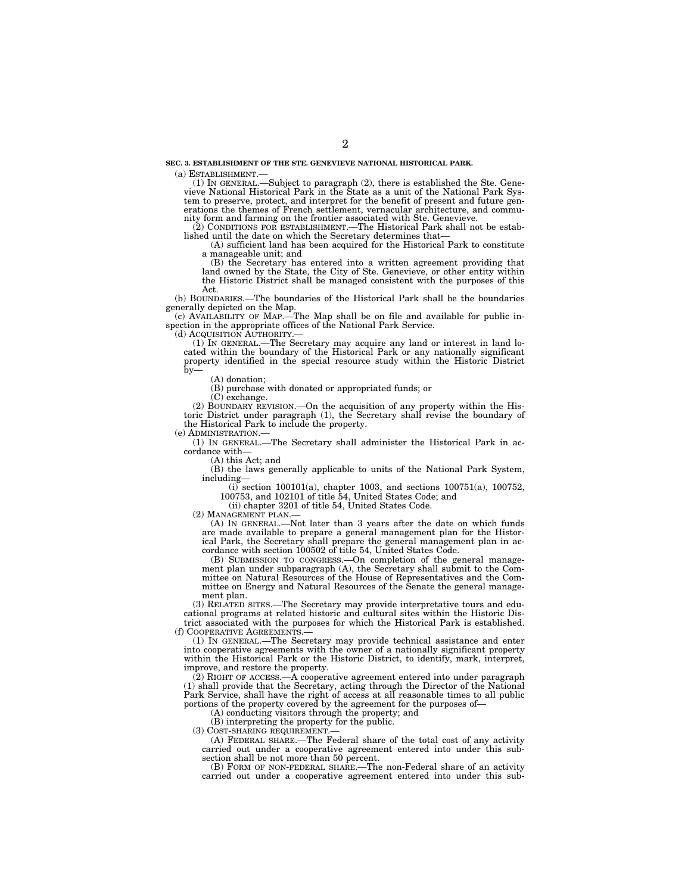**SEC. 3. ESTABLISHMENT OF THE STE. GENEVIEVE NATIONAL HISTORICAL PARK.**

(a) ESTABLISHMENT.—

(1) IN GENERAL.—Subject to paragraph (2), there is established the Ste. Genevieve National Historical Park in the State as a unit of the National Park System to preserve, protect, and interpret for the benefit of present and future generations the themes of French settlement, vernacular architecture, and community form and farming on the frontier associated with Ste. Genevieve.

(2) CONDITIONS FOR ESTABLISHMENT.—The Historical Park shall not be established until the date on which the Secretary determines that—

(A) sufficient land has been acquired for the Historical Park to constitute a manageable unit; and

(B) the Secretary has entered into a written agreement providing that land owned by the State, the City of Ste. Genevieve, or other entity within the Historic District shall be managed consistent with the purposes of this Act.

(b) BOUNDARIES.—The boundaries of the Historical Park shall be the boundaries generally depicted on the Map.

(c) AVAILABILITY OF MAP.—The Map shall be on file and available for public inspection in the appropriate offices of the National Park Service.

(d) ACQUISITION AUTHORITY.—

(1) IN GENERAL.—The Secretary may acquire any land or interest in land located within the boundary of the Historical Park or any nationally significant property identified in the special resource study within the Historic District by—

(A) donation;

(B) purchase with donated or appropriated funds; or

(C) exchange.

(2) BOUNDARY REVISION.—On the acquisition of any property within the Historic District under paragraph (1), the Secretary shall revise the boundary of the Historical Park to include the property.

(e) ADMINISTRATION.—

(1) IN GENERAL.—The Secretary shall administer the Historical Park in accordance with—

(A) this Act; and

(B) the laws generally applicable to units of the National Park System, including—

(i) section 100101(a), chapter 1003, and sections 100751(a), 100752, 100753, and 102101 of title 54, United States Code; and

(ii) chapter 3201 of title 54, United States Code.

(2) MANAGEMENT PLAN.—

(A) IN GENERAL.—Not later than 3 years after the date on which funds are made available to prepare a general management plan for the Historical Park, the Secretary shall prepare the general management plan in accordance with section 100502 of title 54, United States Code.

(B) SUBMISSION TO CONGRESS.—On completion of the general management plan under subparagraph (A), the Secretary shall submit to the Committee on Natural Resources of the House of Representatives and the Committee on Energy and Natural Resources of the Senate the general management plan.

(3) RELATED SITES.—The Secretary may provide interpretative tours and educational programs at related historic and cultural sites within the Historic District associated with the purposes for which the Historical Park is established.

(f) COOPERATIVE AGREEMENTS.—

(1) IN GENERAL.—The Secretary may provide technical assistance and enter into cooperative agreements with the owner of a nationally significant property within the Historical Park or the Historic District, to identify, mark, interpret, improve, and restore the property.

(2) RIGHT OF ACCESS.—A cooperative agreement entered into under paragraph (1) shall provide that the Secretary, acting through the Director of the National Park Service, shall have the right of access at all reasonable times to all public portions of the property covered by the agreement for the purposes of—

(A) conducting visitors through the property; and

(B) interpreting the property for the public.

(3) COST-SHARING REQUIREMENT.—

(A) FEDERAL SHARE.—The Federal share of the total cost of any activity carried out under a cooperative agreement entered into under this subsection shall be not more than 50 percent.

(B) FORM OF NON-FEDERAL SHARE.—The non-Federal share of an activity carried out under a cooperative agreement entered into under this sub-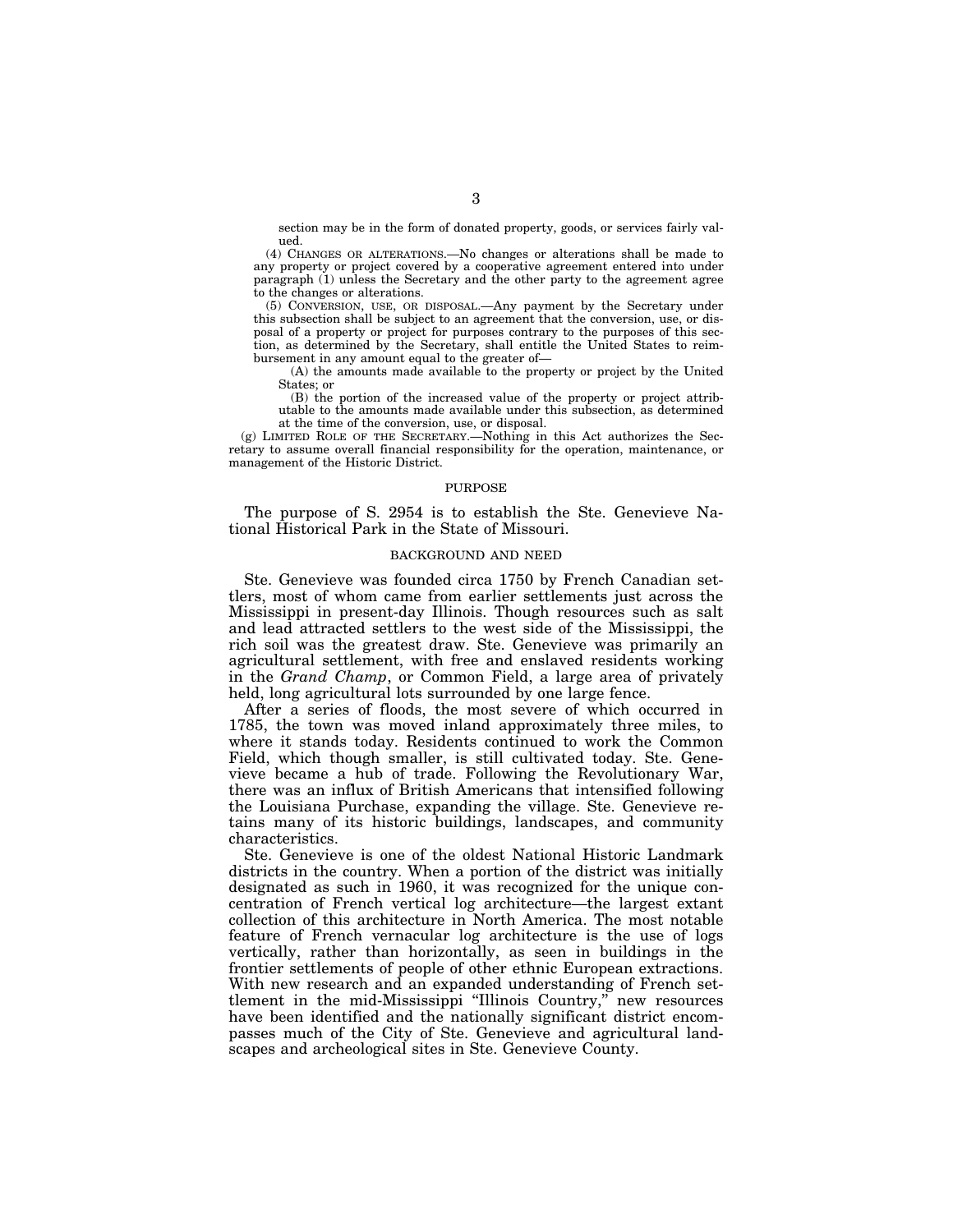section may be in the form of donated property, goods, or services fairly valued.

(4) CHANGES OR ALTERATIONS.—No changes or alterations shall be made to any property or project covered by a cooperative agreement entered into under paragraph (1) unless the Secretary and the other party to the agreement agree to the changes or alterations.

(5) CONVERSION, USE, OR DISPOSAL.—Any payment by the Secretary under this subsection shall be subject to an agreement that the conversion, use, or disposal of a property or project for purposes contrary to the purposes of this section, as determined by the Secretary, shall entitle the United States to reimbursement in any amount equal to the greater of—

(A) the amounts made available to the property or project by the United States; or

(B) the portion of the increased value of the property or project attributable to the amounts made available under this subsection, as determined at the time of the conversion, use, or disposal.

(g) LIMITED ROLE OF THE SECRETARY.—Nothing in this Act authorizes the Secretary to assume overall financial responsibility for the operation, maintenance, or management of the Historic District.

## PURPOSE

The purpose of S. 2954 is to establish the Ste. Genevieve National Historical Park in the State of Missouri.

## BACKGROUND AND NEED

Ste. Genevieve was founded circa 1750 by French Canadian settlers, most of whom came from earlier settlements just across the Mississippi in present-day Illinois. Though resources such as salt and lead attracted settlers to the west side of the Mississippi, the rich soil was the greatest draw. Ste. Genevieve was primarily an agricultural settlement, with free and enslaved residents working in the *Grand Champ*, or Common Field, a large area of privately held, long agricultural lots surrounded by one large fence.

After a series of floods, the most severe of which occurred in 1785, the town was moved inland approximately three miles, to where it stands today. Residents continued to work the Common Field, which though smaller, is still cultivated today. Ste. Genevieve became a hub of trade. Following the Revolutionary War, there was an influx of British Americans that intensified following the Louisiana Purchase, expanding the village. Ste. Genevieve retains many of its historic buildings, landscapes, and community characteristics.

Ste. Genevieve is one of the oldest National Historic Landmark districts in the country. When a portion of the district was initially designated as such in 1960, it was recognized for the unique concentration of French vertical log architecture—the largest extant collection of this architecture in North America. The most notable feature of French vernacular log architecture is the use of logs vertically, rather than horizontally, as seen in buildings in the frontier settlements of people of other ethnic European extractions. With new research and an expanded understanding of French settlement in the mid-Mississippi "Illinois Country," new resources have been identified and the nationally significant district encompasses much of the City of Ste. Genevieve and agricultural landscapes and archeological sites in Ste. Genevieve County.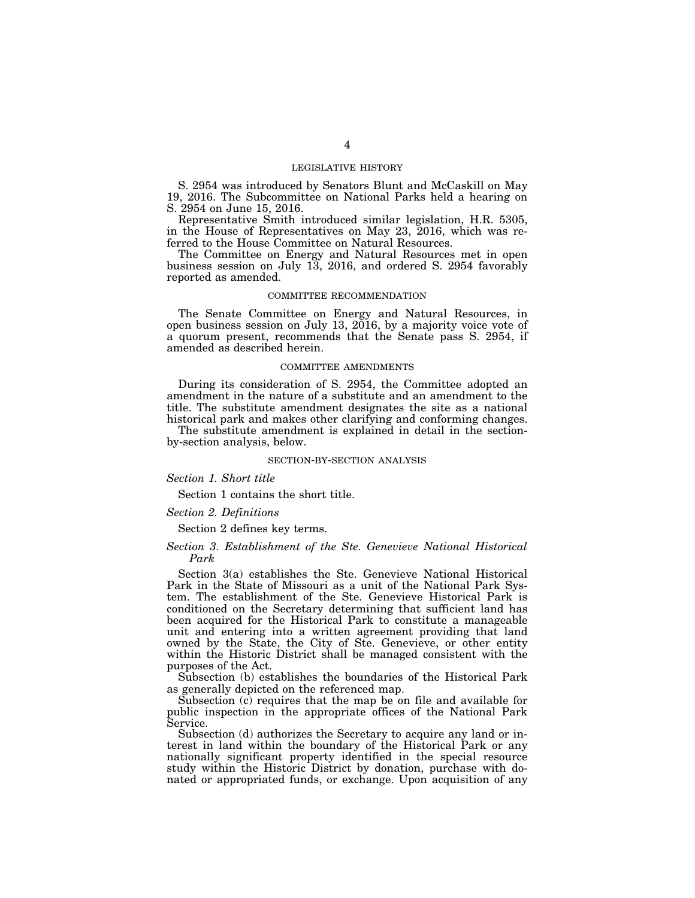## LEGISLATIVE HISTORY

S. 2954 was introduced by Senators Blunt and McCaskill on May 19, 2016. The Subcommittee on National Parks held a hearing on S. 2954 on June 15, 2016.

Representative Smith introduced similar legislation, H.R. 5305, in the House of Representatives on May 23, 2016, which was referred to the House Committee on Natural Resources.

The Committee on Energy and Natural Resources met in open business session on July 13, 2016, and ordered S. 2954 favorably reported as amended.

## COMMITTEE RECOMMENDATION

The Senate Committee on Energy and Natural Resources, in open business session on July 13, 2016, by a majority voice vote of a quorum present, recommends that the Senate pass S. 2954, if amended as described herein.

## COMMITTEE AMENDMENTS

During its consideration of S. 2954, the Committee adopted an amendment in the nature of a substitute and an amendment to the title. The substitute amendment designates the site as a national historical park and makes other clarifying and conforming changes.

The substitute amendment is explained in detail in the section-by-section analysis, below.

## SECTION-BY-SECTION ANALYSIS

*Section 1. Short title*

Section 1 contains the short title.

*Section 2. Definitions*

Section 2 defines key terms.

*Section 3. Establishment of the Ste. Genevieve National Historical Park*

Section 3(a) establishes the Ste. Genevieve National Historical Park in the State of Missouri as a unit of the National Park System. The establishment of the Ste. Genevieve Historical Park is conditioned on the Secretary determining that sufficient land has been acquired for the Historical Park to constitute a manageable unit and entering into a written agreement providing that land owned by the State, the City of Ste. Genevieve, or other entity within the Historic District shall be managed consistent with the purposes of the Act.

Subsection (b) establishes the boundaries of the Historical Park as generally depicted on the referenced map.

Subsection (c) requires that the map be on file and available for public inspection in the appropriate offices of the National Park Service.

Subsection (d) authorizes the Secretary to acquire any land or interest in land within the boundary of the Historical Park or any nationally significant property identified in the special resource study within the Historic District by donation, purchase with donated or appropriated funds, or exchange. Upon acquisition of any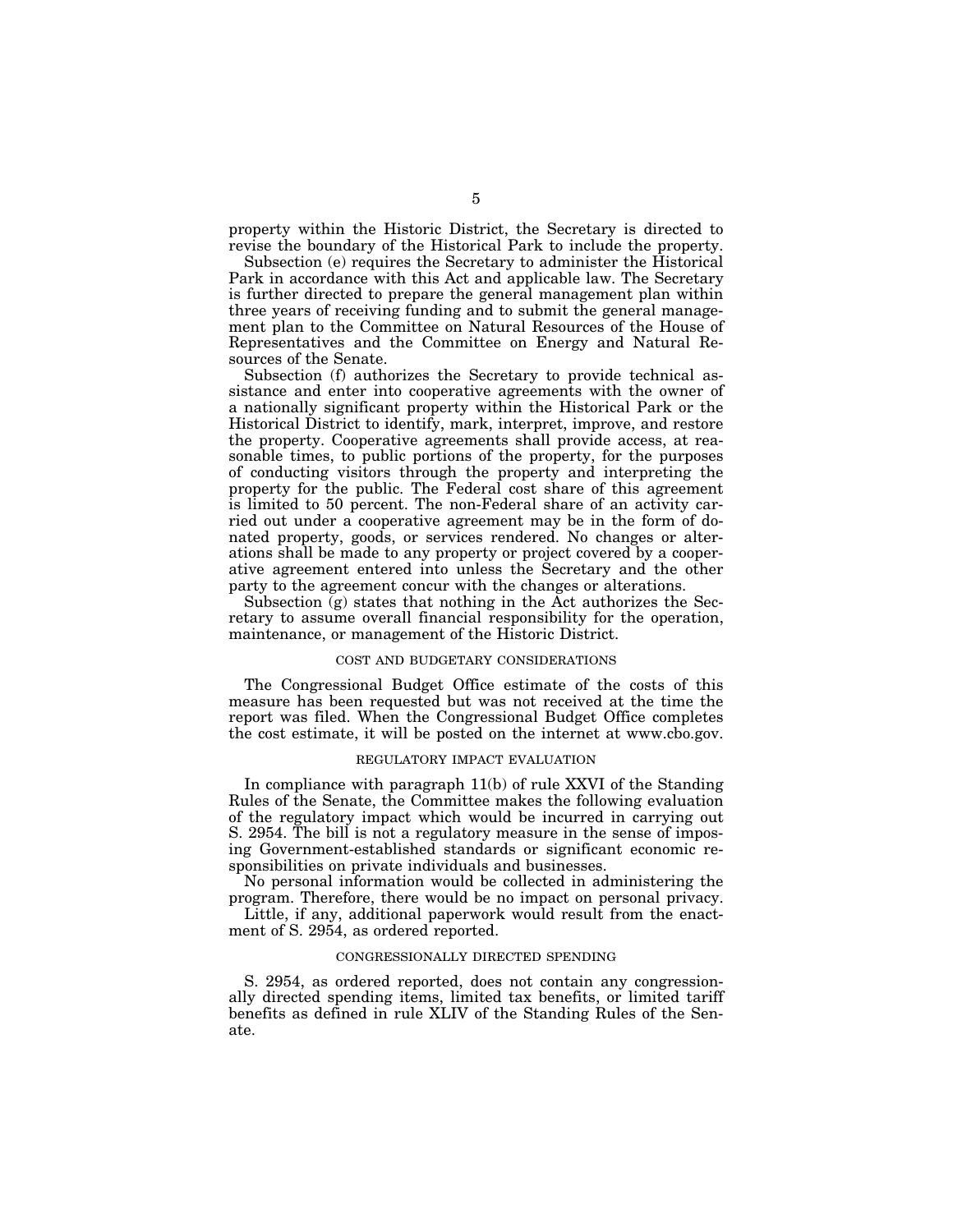property within the Historic District, the Secretary is directed to revise the boundary of the Historical Park to include the property.

Subsection (e) requires the Secretary to administer the Historical Park in accordance with this Act and applicable law. The Secretary is further directed to prepare the general management plan within three years of receiving funding and to submit the general management plan to the Committee on Natural Resources of the House of Representatives and the Committee on Energy and Natural Resources of the Senate.

Subsection (f) authorizes the Secretary to provide technical assistance and enter into cooperative agreements with the owner of a nationally significant property within the Historical Park or the Historical District to identify, mark, interpret, improve, and restore the property. Cooperative agreements shall provide access, at reasonable times, to public portions of the property, for the purposes of conducting visitors through the property and interpreting the property for the public. The Federal cost share of this agreement is limited to 50 percent. The non-Federal share of an activity carried out under a cooperative agreement may be in the form of donated property, goods, or services rendered. No changes or alterations shall be made to any property or project covered by a cooperative agreement entered into unless the Secretary and the other party to the agreement concur with the changes or alterations.

Subsection (g) states that nothing in the Act authorizes the Secretary to assume overall financial responsibility for the operation, maintenance, or management of the Historic District.

## COST AND BUDGETARY CONSIDERATIONS

The Congressional Budget Office estimate of the costs of this measure has been requested but was not received at the time the report was filed. When the Congressional Budget Office completes the cost estimate, it will be posted on the internet at www.cbo.gov.

## REGULATORY IMPACT EVALUATION

In compliance with paragraph 11(b) of rule XXVI of the Standing Rules of the Senate, the Committee makes the following evaluation of the regulatory impact which would be incurred in carrying out S. 2954. The bill is not a regulatory measure in the sense of imposing Government-established standards or significant economic responsibilities on private individuals and businesses.

No personal information would be collected in administering the program. Therefore, there would be no impact on personal privacy.

Little, if any, additional paperwork would result from the enactment of S. 2954, as ordered reported.

## CONGRESSIONALLY DIRECTED SPENDING

S. 2954, as ordered reported, does not contain any congressionally directed spending items, limited tax benefits, or limited tariff benefits as defined in rule XLIV of the Standing Rules of the Senate.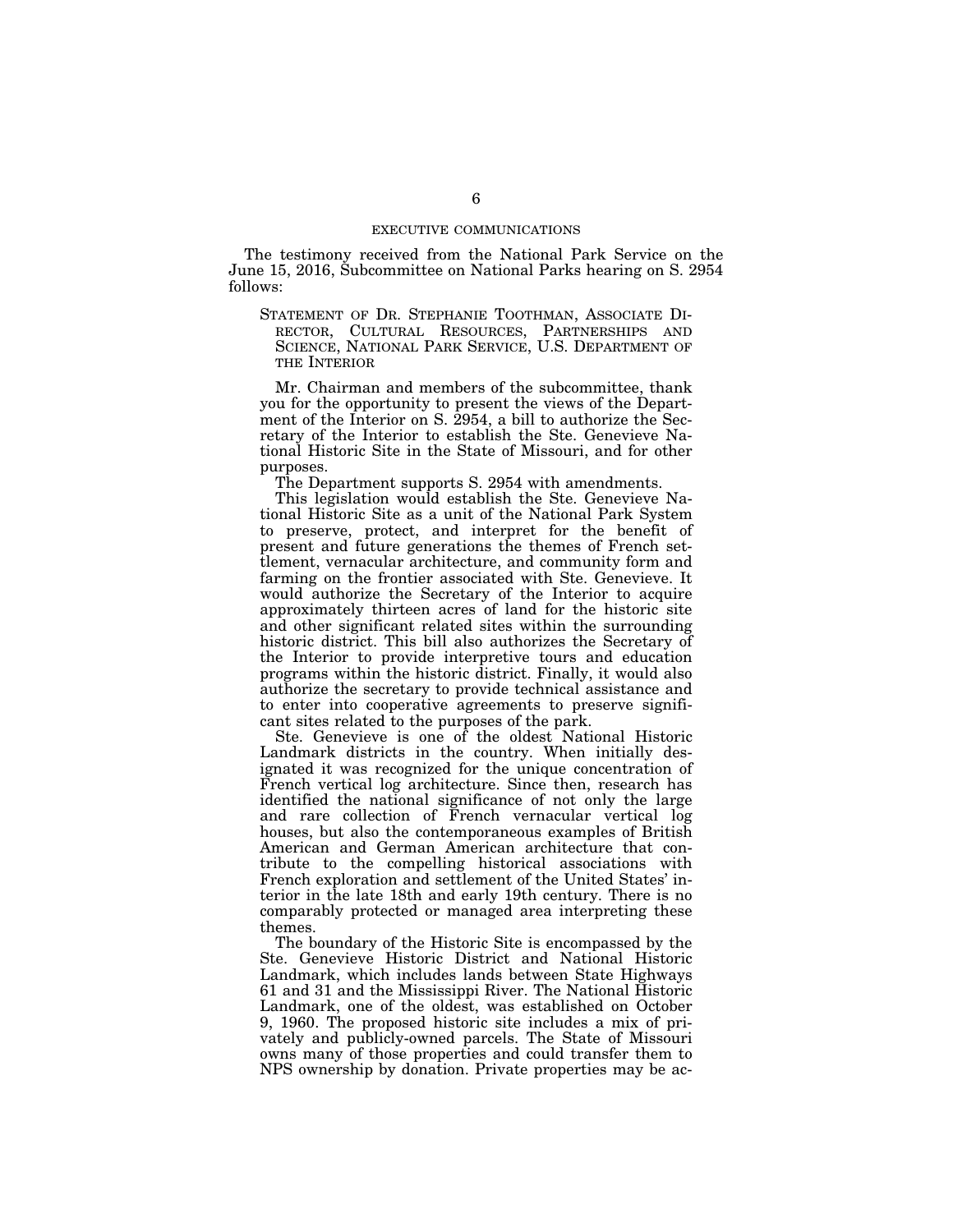## EXECUTIVE COMMUNICATIONS

The testimony received from the National Park Service on the June 15, 2016, Subcommittee on National Parks hearing on S. 2954 follows:

STATEMENT OF DR. STEPHANIE TOOTHMAN, ASSOCIATE DIRECTOR, CULTURAL RESOURCES, PARTNERSHIPS AND SCIENCE, NATIONAL PARK SERVICE, U.S. DEPARTMENT OF THE INTERIOR

Mr. Chairman and members of the subcommittee, thank you for the opportunity to present the views of the Department of the Interior on S. 2954, a bill to authorize the Secretary of the Interior to establish the Ste. Genevieve National Historic Site in the State of Missouri, and for other purposes.

The Department supports S. 2954 with amendments.

This legislation would establish the Ste. Genevieve National Historic Site as a unit of the National Park System to preserve, protect, and interpret for the benefit of present and future generations the themes of French settlement, vernacular architecture, and community form and farming on the frontier associated with Ste. Genevieve. It would authorize the Secretary of the Interior to acquire approximately thirteen acres of land for the historic site and other significant related sites within the surrounding historic district. This bill also authorizes the Secretary of the Interior to provide interpretive tours and education programs within the historic district. Finally, it would also authorize the secretary to provide technical assistance and to enter into cooperative agreements to preserve significant sites related to the purposes of the park.

Ste. Genevieve is one of the oldest National Historic Landmark districts in the country. When initially designated it was recognized for the unique concentration of French vertical log architecture. Since then, research has identified the national significance of not only the large and rare collection of French vernacular vertical log houses, but also the contemporaneous examples of British American and German American architecture that contribute to the compelling historical associations with French exploration and settlement of the United States' interior in the late 18th and early 19th century. There is no comparably protected or managed area interpreting these themes.

The boundary of the Historic Site is encompassed by the Ste. Genevieve Historic District and National Historic Landmark, which includes lands between State Highways 61 and 31 and the Mississippi River. The National Historic Landmark, one of the oldest, was established on October 9, 1960. The proposed historic site includes a mix of privately and publicly-owned parcels. The State of Missouri owns many of those properties and could transfer them to NPS ownership by donation. Private properties may be ac-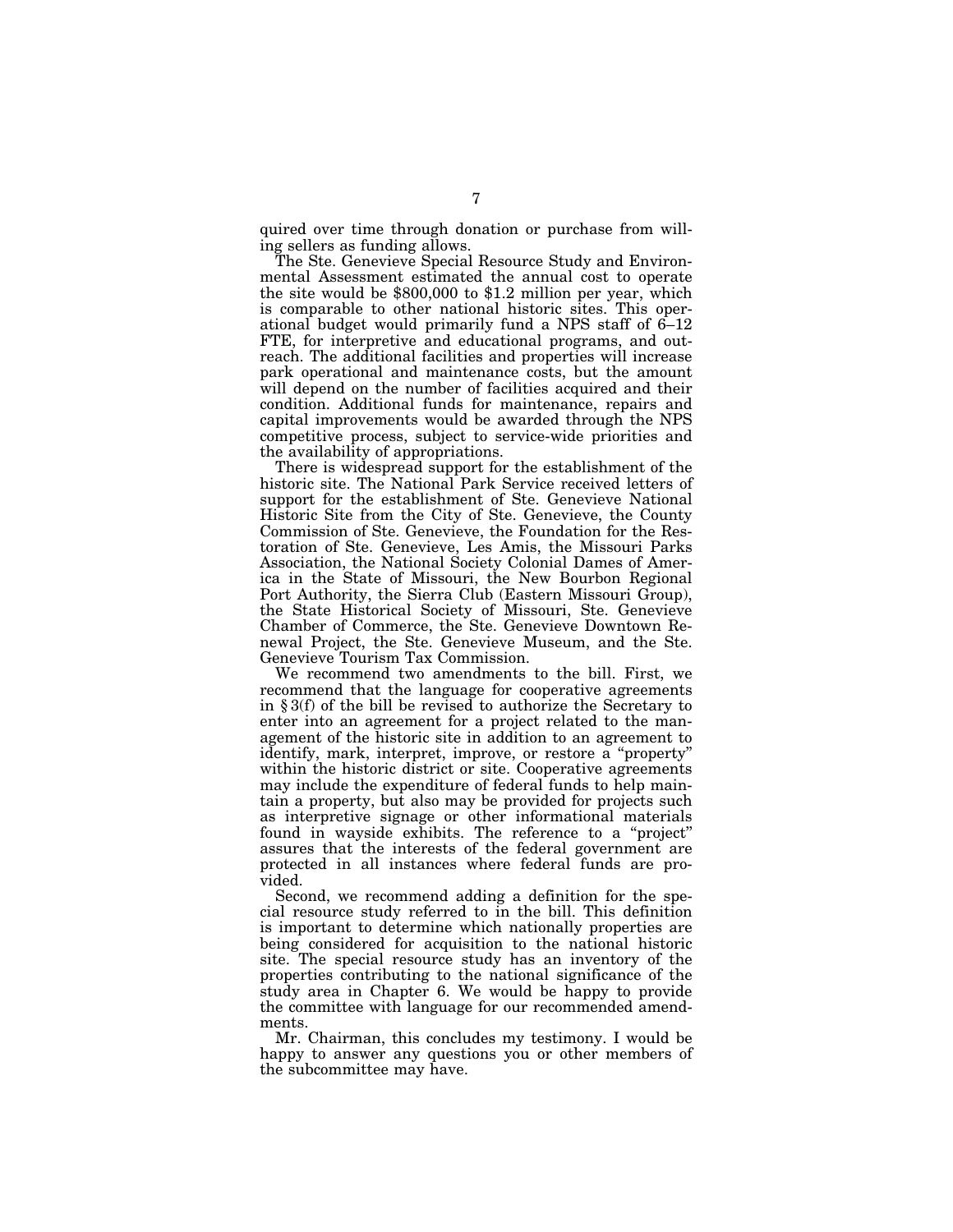quired over time through donation or purchase from willing sellers as funding allows.

The Ste. Genevieve Special Resource Study and Environmental Assessment estimated the annual cost to operate the site would be $800,000 to $1.2 million per year, which is comparable to other national historic sites. This operational budget would primarily fund a NPS staff of 6–12 FTE, for interpretive and educational programs, and outreach. The additional facilities and properties will increase park operational and maintenance costs, but the amount will depend on the number of facilities acquired and their condition. Additional funds for maintenance, repairs and capital improvements would be awarded through the NPS competitive process, subject to service-wide priorities and the availability of appropriations.

There is widespread support for the establishment of the historic site. The National Park Service received letters of support for the establishment of Ste. Genevieve National Historic Site from the City of Ste. Genevieve, the County Commission of Ste. Genevieve, the Foundation for the Restoration of Ste. Genevieve, Les Amis, the Missouri Parks Association, the National Society Colonial Dames of America in the State of Missouri, the New Bourbon Regional Port Authority, the Sierra Club (Eastern Missouri Group), the State Historical Society of Missouri, Ste. Genevieve Chamber of Commerce, the Ste. Genevieve Downtown Renewal Project, the Ste. Genevieve Museum, and the Ste. Genevieve Tourism Tax Commission.

We recommend two amendments to the bill. First, we recommend that the language for cooperative agreements in § 3(f) of the bill be revised to authorize the Secretary to enter into an agreement for a project related to the management of the historic site in addition to an agreement to identify, mark, interpret, improve, or restore a "property" within the historic district or site. Cooperative agreements may include the expenditure of federal funds to help maintain a property, but also may be provided for projects such as interpretive signage or other informational materials found in wayside exhibits. The reference to a "project" assures that the interests of the federal government are protected in all instances where federal funds are provided.

Second, we recommend adding a definition for the special resource study referred to in the bill. This definition is important to determine which nationally properties are being considered for acquisition to the national historic site. The special resource study has an inventory of the properties contributing to the national significance of the study area in Chapter 6. We would be happy to provide the committee with language for our recommended amendments.

Mr. Chairman, this concludes my testimony. I would be happy to answer any questions you or other members of the subcommittee may have.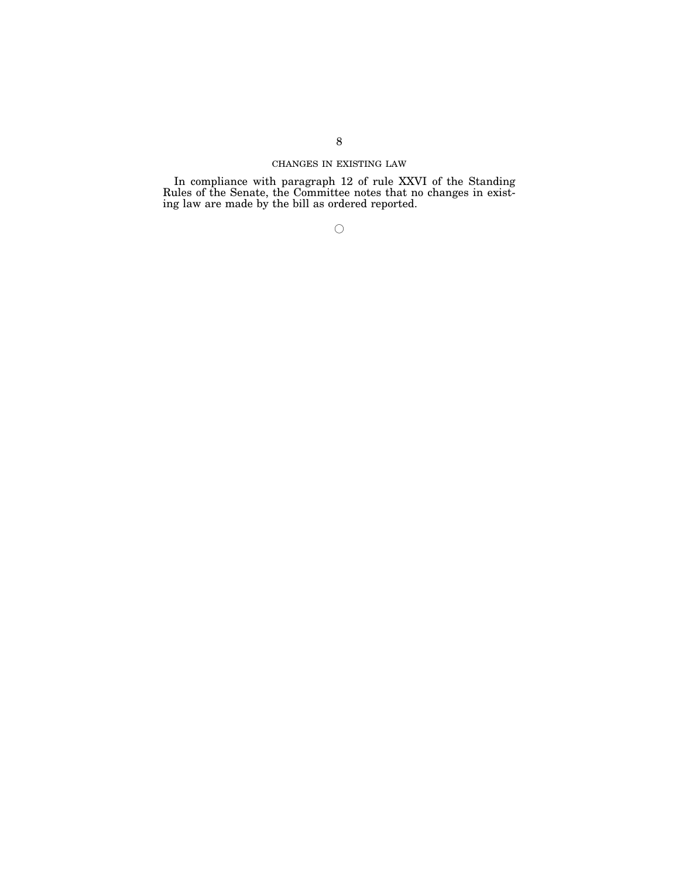## CHANGES IN EXISTING LAW

In compliance with paragraph 12 of rule XXVI of the Standing Rules of the Senate, the Committee notes that no changes in existing law are made by the bill as ordered reported.

○